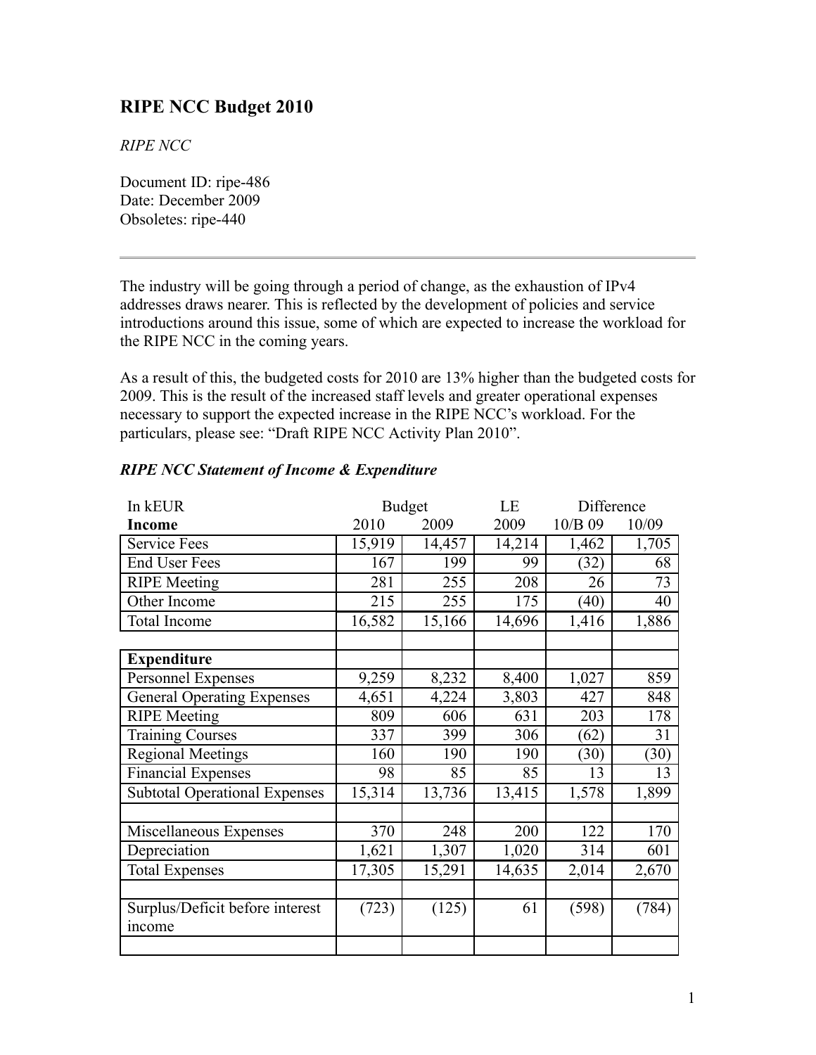# RIPE NCC Budget 2010

*RIPE NCC*

Document ID: ripe-486
Date: December 2009
Obsoletes: ripe-440

---

The industry will be going through a period of change, as the exhaustion of IPv4 addresses draws nearer. This is reflected by the development of policies and service introductions around this issue, some of which are expected to increase the workload for the RIPE NCC in the coming years.

As a result of this, the budgeted costs for 2010 are 13% higher than the budgeted costs for 2009. This is the result of the increased staff levels and greater operational expenses necessary to support the expected increase in the RIPE NCC's workload. For the particulars, please see: "Draft RIPE NCC Activity Plan 2010".

### *RIPE NCC Statement of Income & Expenditure*

| In kEUR | Budget | | LE | Difference | |
|---|---|---|---|---|---|
| **Income** | 2010 | 2009 | 2009 | 10/B 09 | 10/09 |
| Service Fees | 15,919 | 14,457 | 14,214 | 1,462 | 1,705 |
| End User Fees | 167 | 199 | 99 | (32) | 68 |
| RIPE Meeting | 281 | 255 | 208 | 26 | 73 |
| Other Income | 215 | 255 | 175 | (40) | 40 |
| Total Income | 16,582 | 15,166 | 14,696 | 1,416 | 1,886 |
| | | | | | |
| **Expenditure** | | | | | |
| Personnel Expenses | 9,259 | 8,232 | 8,400 | 1,027 | 859 |
| General Operating Expenses | 4,651 | 4,224 | 3,803 | 427 | 848 |
| RIPE Meeting | 809 | 606 | 631 | 203 | 178 |
| Training Courses | 337 | 399 | 306 | (62) | 31 |
| Regional Meetings | 160 | 190 | 190 | (30) | (30) |
| Financial Expenses | 98 | 85 | 85 | 13 | 13 |
| Subtotal Operational Expenses | 15,314 | 13,736 | 13,415 | 1,578 | 1,899 |
| | | | | | |
| Miscellaneous Expenses | 370 | 248 | 200 | 122 | 170 |
| Depreciation | 1,621 | 1,307 | 1,020 | 314 | 601 |
| Total Expenses | 17,305 | 15,291 | 14,635 | 2,014 | 2,670 |
| | | | | | |
| Surplus/Deficit before interest income | (723) | (125) | 61 | (598) | (784) |
| | | | | | |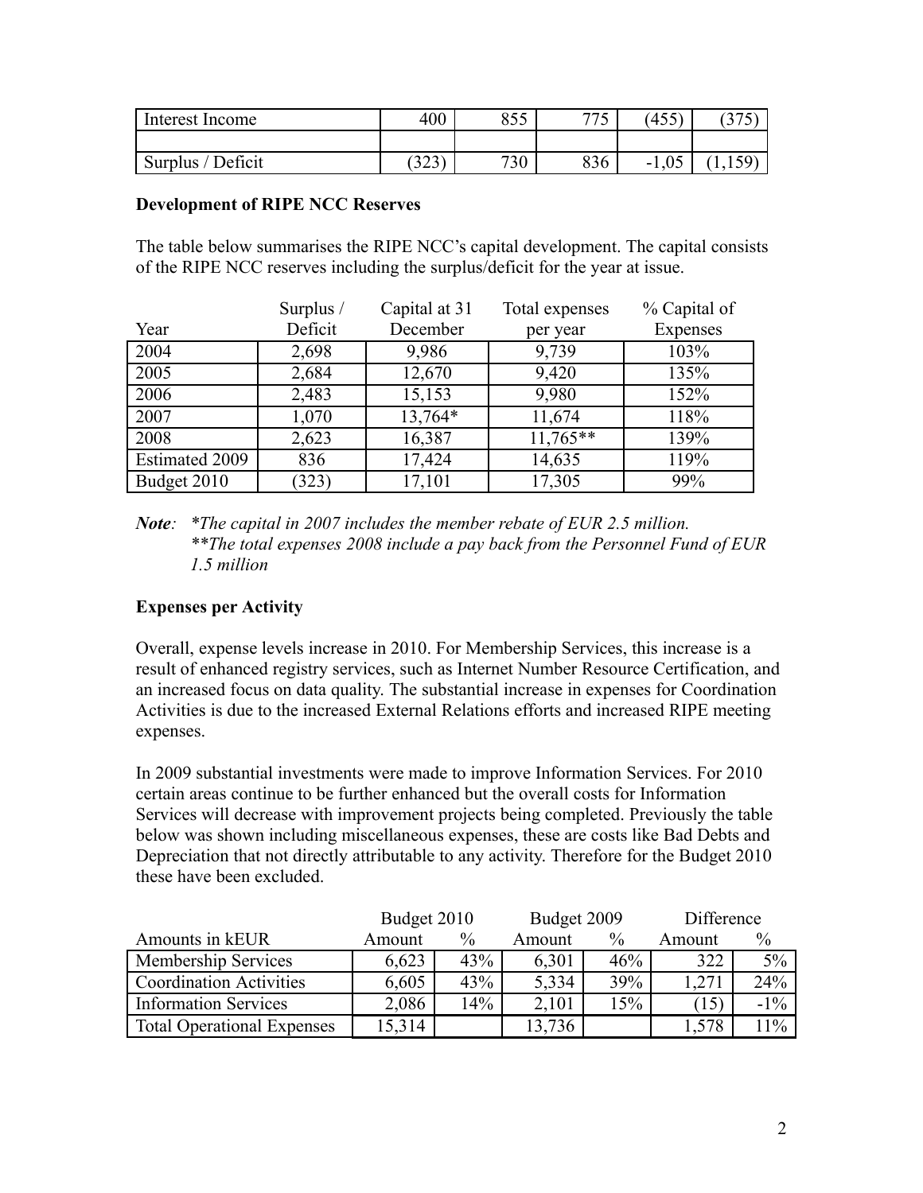| Interest Income | 400 | 855 | 775 | (455) | (375) |
|---|---|---|---|---|---|
| | | | | | |
| Surplus / Deficit | (323) | 730 | 836 | -1,05 | (1,159) |

**Development of RIPE NCC Reserves**

The table below summarises the RIPE NCC's capital development. The capital consists of the RIPE NCC reserves including the surplus/deficit for the year at issue.

| Year | Surplus / Deficit | Capital at 31 December | Total expenses per year | % Capital of Expenses |
|---|---|---|---|---|
| 2004 | 2,698 | 9,986 | 9,739 | 103% |
| 2005 | 2,684 | 12,670 | 9,420 | 135% |
| 2006 | 2,483 | 15,153 | 9,980 | 152% |
| 2007 | 1,070 | 13,764* | 11,674 | 118% |
| 2008 | 2,623 | 16,387 | 11,765** | 139% |
| Estimated 2009 | 836 | 17,424 | 14,635 | 119% |
| Budget 2010 | (323) | 17,101 | 17,305 | 99% |

***Note**: \*The capital in 2007 includes the member rebate of EUR 2.5 million.*
*\*\*The total expenses 2008 include a pay back from the Personnel Fund of EUR 1.5 million*

**Expenses per Activity**

Overall, expense levels increase in 2010. For Membership Services, this increase is a result of enhanced registry services, such as Internet Number Resource Certification, and an increased focus on data quality. The substantial increase in expenses for Coordination Activities is due to the increased External Relations efforts and increased RIPE meeting expenses.

In 2009 substantial investments were made to improve Information Services. For 2010 certain areas continue to be further enhanced but the overall costs for Information Services will decrease with improvement projects being completed. Previously the table below was shown including miscellaneous expenses, these are costs like Bad Debts and Depreciation that not directly attributable to any activity. Therefore for the Budget 2010 these have been excluded.

| | Budget 2010 | | Budget 2009 | | Difference | |
|---|---|---|---|---|---|---|
| Amounts in kEUR | Amount | % | Amount | % | Amount | % |
| Membership Services | 6,623 | 43% | 6,301 | 46% | 322 | 5% |
| Coordination Activities | 6,605 | 43% | 5,334 | 39% | 1,271 | 24% |
| Information Services | 2,086 | 14% | 2,101 | 15% | (15) | -1% |
| Total Operational Expenses | 15,314 | | 13,736 | | 1,578 | 11% |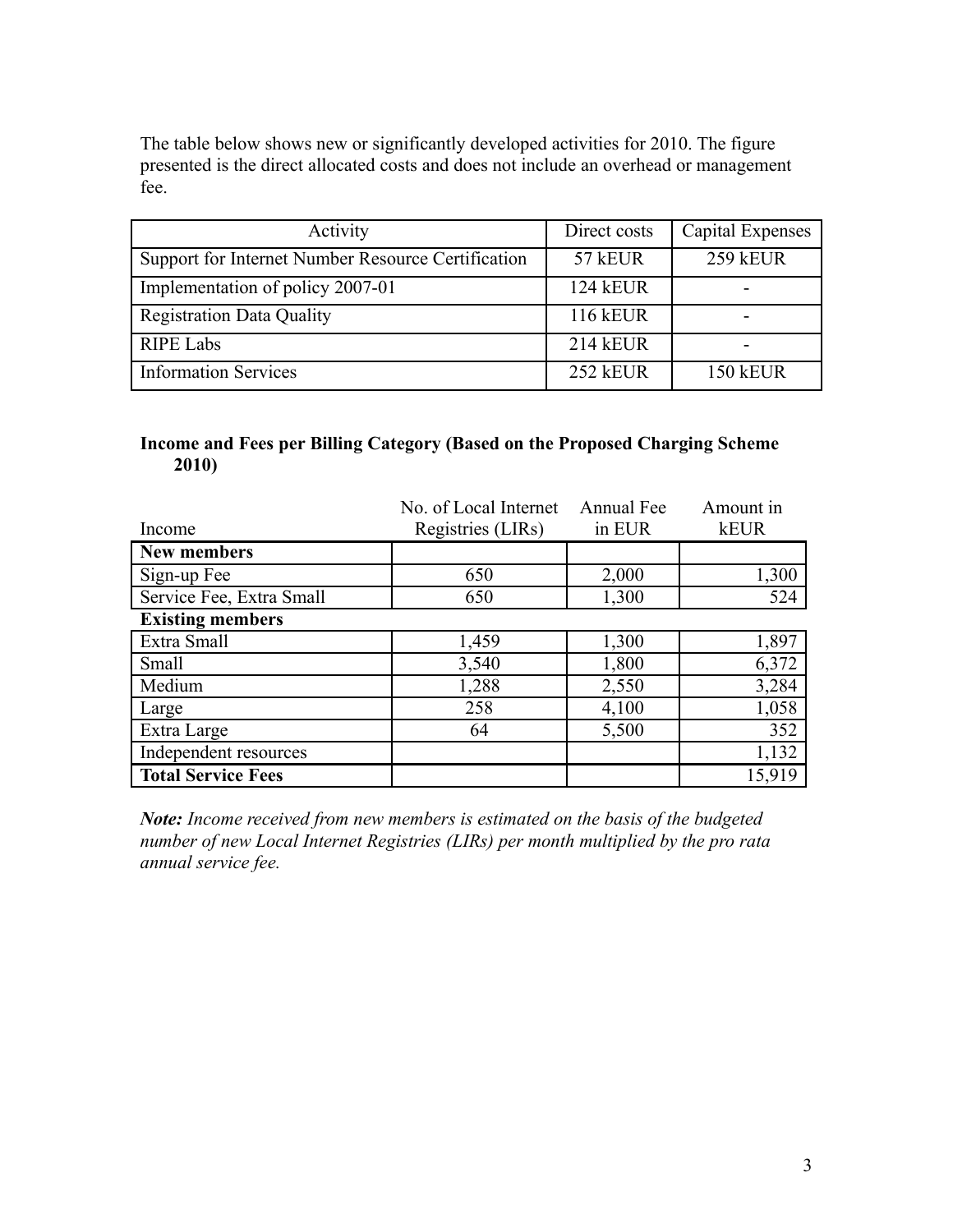The table below shows new or significantly developed activities for 2010. The figure presented is the direct allocated costs and does not include an overhead or management fee.

| Activity | Direct costs | Capital Expenses |
|---|---|---|
| Support for Internet Number Resource Certification | 57 kEUR | 259 kEUR |
| Implementation of policy 2007-01 | 124 kEUR | - |
| Registration Data Quality | 116 kEUR | - |
| RIPE Labs | 214 kEUR | - |
| Information Services | 252 kEUR | 150 kEUR |

**Income and Fees per Billing Category (Based on the Proposed Charging Scheme 2010)**

| Income | No. of Local Internet Registries (LIRs) | Annual Fee in EUR | Amount in kEUR |
|---|---|---|---|
| **New members** | | | |
| Sign-up Fee | 650 | 2,000 | 1,300 |
| Service Fee, Extra Small | 650 | 1,300 | 524 |
| **Existing members** | | | |
| Extra Small | 1,459 | 1,300 | 1,897 |
| Small | 3,540 | 1,800 | 6,372 |
| Medium | 1,288 | 2,550 | 3,284 |
| Large | 258 | 4,100 | 1,058 |
| Extra Large | 64 | 5,500 | 352 |
| Independent resources | | | 1,132 |
| **Total Service Fees** | | | 15,919 |

***Note:*** *Income received from new members is estimated on the basis of the budgeted number of new Local Internet Registries (LIRs) per month multiplied by the pro rata annual service fee.*